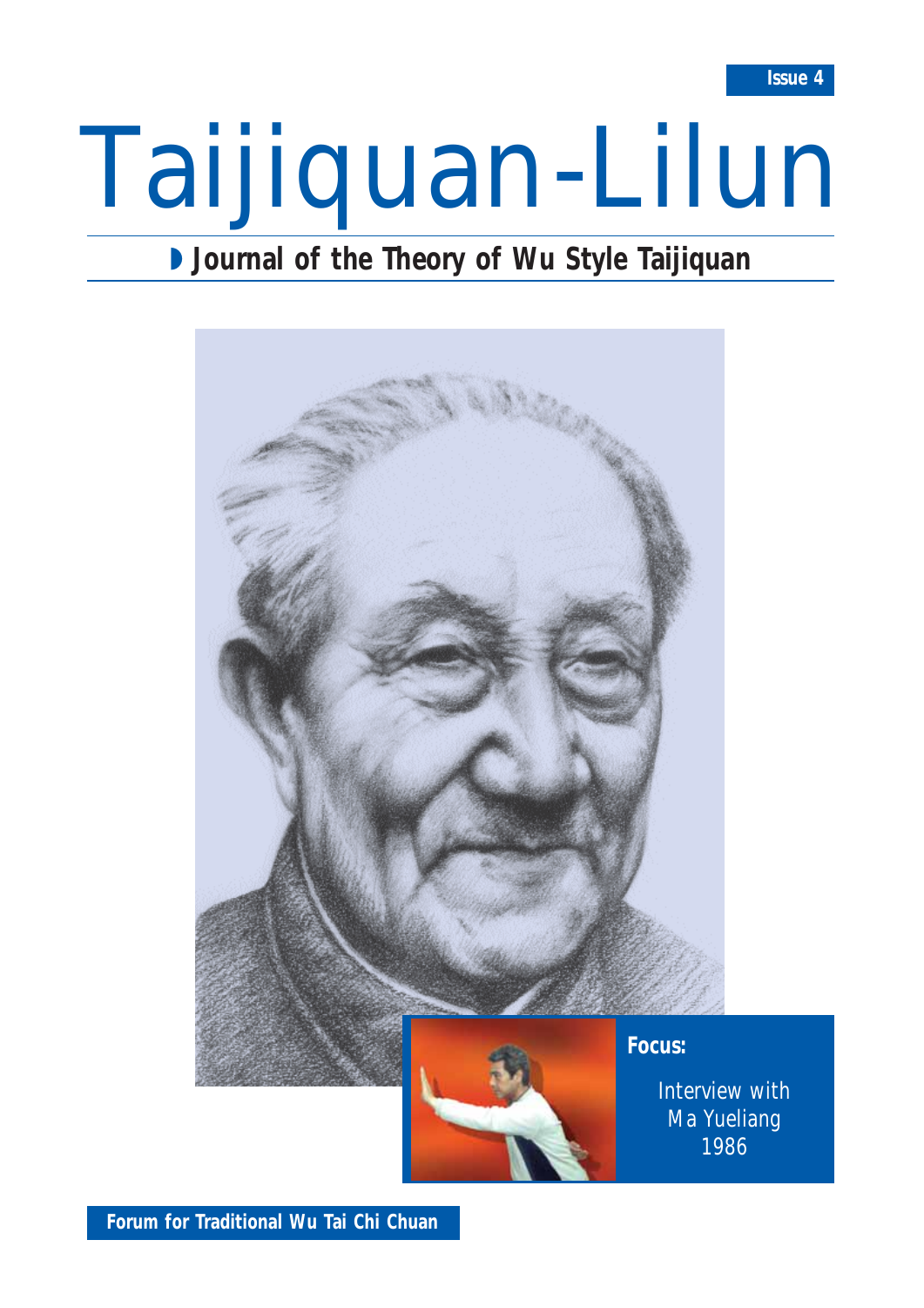Issue 4

# Taijiquan-Lilun

## Journal of the Theory of Wu Style Taijiquan

**Focus:**

Interview with Ma Yueliang 1986

**Forum for Traditional Wu Tai Chi Chuan**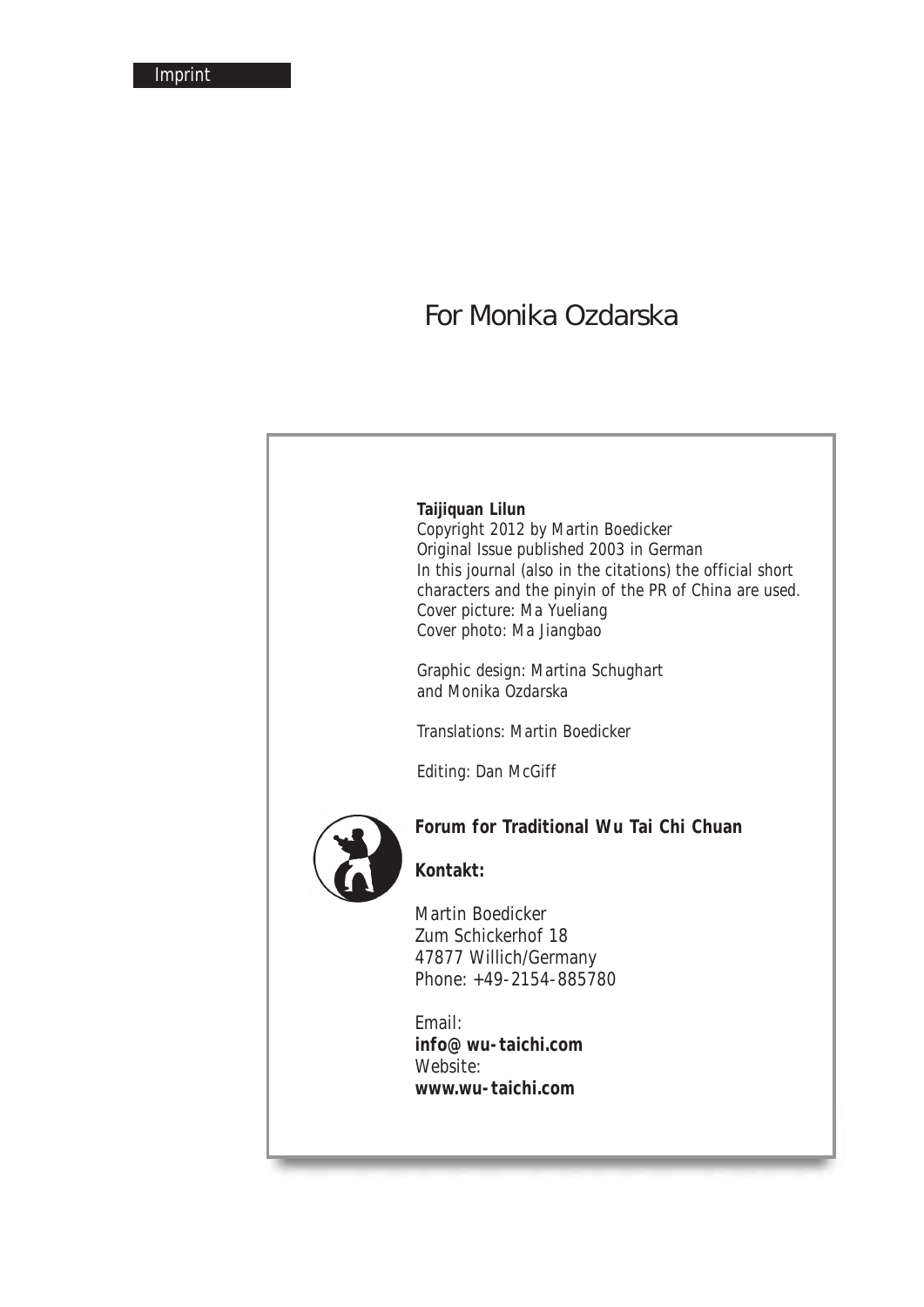Imprint

For Monika Ozdarska

**Taijiquan Lilun**
Copyright 2012 by Martin Boedicker
Original Issue published 2003 in German
In this journal (also in the citations) the official short characters and the pinyin of the PR of China are used.
Cover picture: Ma Yueliang
Cover photo: Ma Jiangbao

Graphic design: Martina Schughart
and Monika Ozdarska

Translations: Martin Boedicker

Editing: Dan McGiff

**Forum for Traditional Wu Tai Chi Chuan**

**Kontakt:**

Martin Boedicker
Zum Schickerhof 18
47877 Willich/Germany
Phone: +49-2154-885780

Email:
**info@wu-taichi.com**
Website:
**www.wu-taichi.com**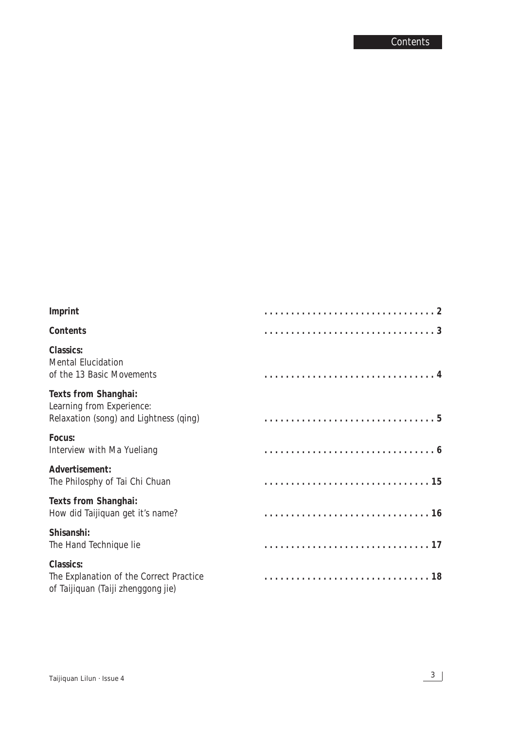# Contents

| | |
|---|---|
| **Imprint** | 2 |
| **Contents** | 3 |
| **Classics:**<br>Mental Elucidation<br>of the 13 Basic Movements | 4 |
| **Texts from Shanghai:**<br>Learning from Experience:<br>Relaxation (song) and Lightness (qing) | 5 |
| **Focus:**<br>Interview with Ma Yueliang | 6 |
| **Advertisement:**<br>The Philosphy of Tai Chi Chuan | 15 |
| **Texts from Shanghai:**<br>How did Taijiquan get it's name? | 16 |
| **Shisanshi:**<br>The Hand Technique lie | 17 |
| **Classics:**<br>The Explanation of the Correct Practice<br>of Taijiquan (Taiji zhenggong jie) | 18 |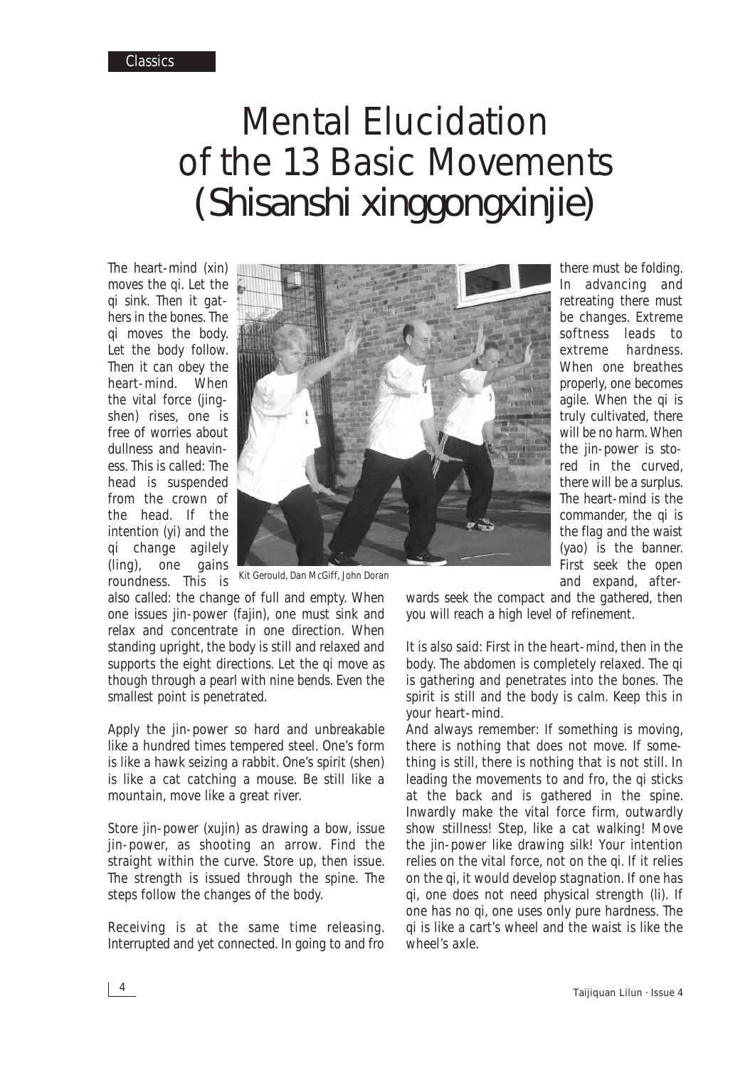# Mental Elucidation of the 13 Basic Movements (Shisanshi xinggongxinjie)

The heart-mind (xin) moves the qi. Let the qi sink. Then it gathers in the bones. The qi moves the body. Let the body follow. Then it can obey the heart-mind. When the vital force (jingshen) rises, one is free of worries about dullness and heaviness. This is called: The head is suspended from the crown of the head. If the intention (yi) and the qi change agilely (ling), one gains roundness. This is also called: the change of full and empty. When one issues jin-power (fajin), one must sink and relax and concentrate in one direction. When standing upright, the body is still and relaxed and supports the eight directions. Let the qi move as though through a pearl with nine bends. Even the smallest point is penetrated.

Kit Gerould, Dan McGiff, John Doran

Apply the jin-power so hard and unbreakable like a hundred times tempered steel. One's form is like a hawk seizing a rabbit. One's spirit (shen) is like a cat catching a mouse. Be still like a mountain, move like a great river.

Store jin-power (xujin) as drawing a bow, issue jin-power, as shooting an arrow. Find the straight within the curve. Store up, then issue. The strength is issued through the spine. The steps follow the changes of the body.

Receiving is at the same time releasing. Interrupted and yet connected. In going to and fro there must be folding. In advancing and retreating there must be changes. Extreme softness leads to extreme hardness. When one breathes properly, one becomes agile. When the qi is truly cultivated, there will be no harm. When the jin-power is stored in the curved, there will be a surplus. The heart-mind is the commander, the qi is the flag and the waist (yao) is the banner. First seek the open and expand, afterwards seek the compact and the gathered, then you will reach a high level of refinement.

It is also said: First in the heart-mind, then in the body. The abdomen is completely relaxed. The qi is gathering and penetrates into the bones. The spirit is still and the body is calm. Keep this in your heart-mind.

And always remember: If something is moving, there is nothing that does not move. If something is still, there is nothing that is not still. In leading the movements to and fro, the qi sticks at the back and is gathered in the spine. Inwardly make the vital force firm, outwardly show stillness! Step, like a cat walking! Move the jin-power like drawing silk! Your intention relies on the vital force, not on the qi. If it relies on the qi, it would develop stagnation. If one has qi, one does not need physical strength (li). If one has no qi, one uses only pure hardness. The qi is like a cart's wheel and the waist is like the wheel's axle.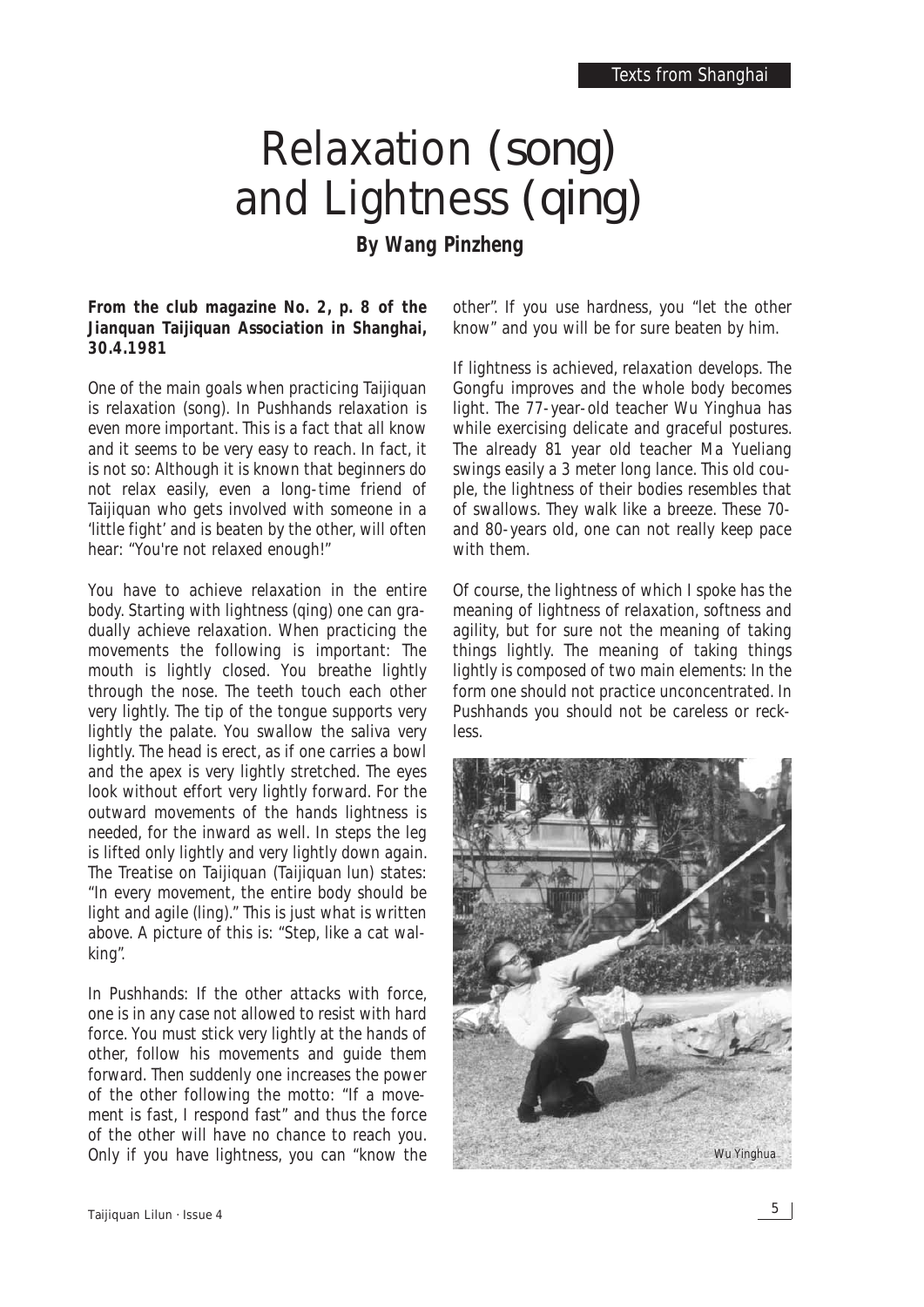# Relaxation (song) and Lightness (qing)

**By Wang Pinzheng**

**From the club magazine No. 2, p. 8 of the Jianquan Taijiquan Association in Shanghai, 30.4.1981**

One of the main goals when practicing Taijiquan is relaxation (song). In Pushhands relaxation is even more important. This is a fact that all know and it seems to be very easy to reach. In fact, it is not so: Although it is known that beginners do not relax easily, even a long-time friend of Taijiquan who gets involved with someone in a 'little fight' and is beaten by the other, will often hear: "You're not relaxed enough!"

You have to achieve relaxation in the entire body. Starting with lightness (qing) one can gradually achieve relaxation. When practicing the movements the following is important: The mouth is lightly closed. You breathe lightly through the nose. The teeth touch each other very lightly. The tip of the tongue supports very lightly the palate. You swallow the saliva very lightly. The head is erect, as if one carries a bowl and the apex is very lightly stretched. The eyes look without effort very lightly forward. For the outward movements of the hands lightness is needed, for the inward as well. In steps the leg is lifted only lightly and very lightly down again. The Treatise on Taijiquan (Taijiquan lun) states: "In every movement, the entire body should be light and agile (ling)." This is just what is written above. A picture of this is: "Step, like a cat walking".

In Pushhands: If the other attacks with force, one is in any case not allowed to resist with hard force. You must stick very lightly at the hands of other, follow his movements and guide them forward. Then suddenly one increases the power of the other following the motto: "If a movement is fast, I respond fast" and thus the force of the other will have no chance to reach you. Only if you have lightness, you can "know the other". If you use hardness, you "let the other know" and you will be for sure beaten by him.

If lightness is achieved, relaxation develops. The Gongfu improves and the whole body becomes light. The 77-year-old teacher Wu Yinghua has while exercising delicate and graceful postures. The already 81 year old teacher Ma Yueliang swings easily a 3 meter long lance. This old couple, the lightness of their bodies resembles that of swallows. They walk like a breeze. These 70- and 80-years old, one can not really keep pace with them.

Of course, the lightness of which I spoke has the meaning of lightness of relaxation, softness and agility, but for sure not the meaning of taking things lightly. The meaning of taking things lightly is composed of two main elements: In the form one should not practice unconcentrated. In Pushhands you should not be careless or reckless.

Wu Yinghua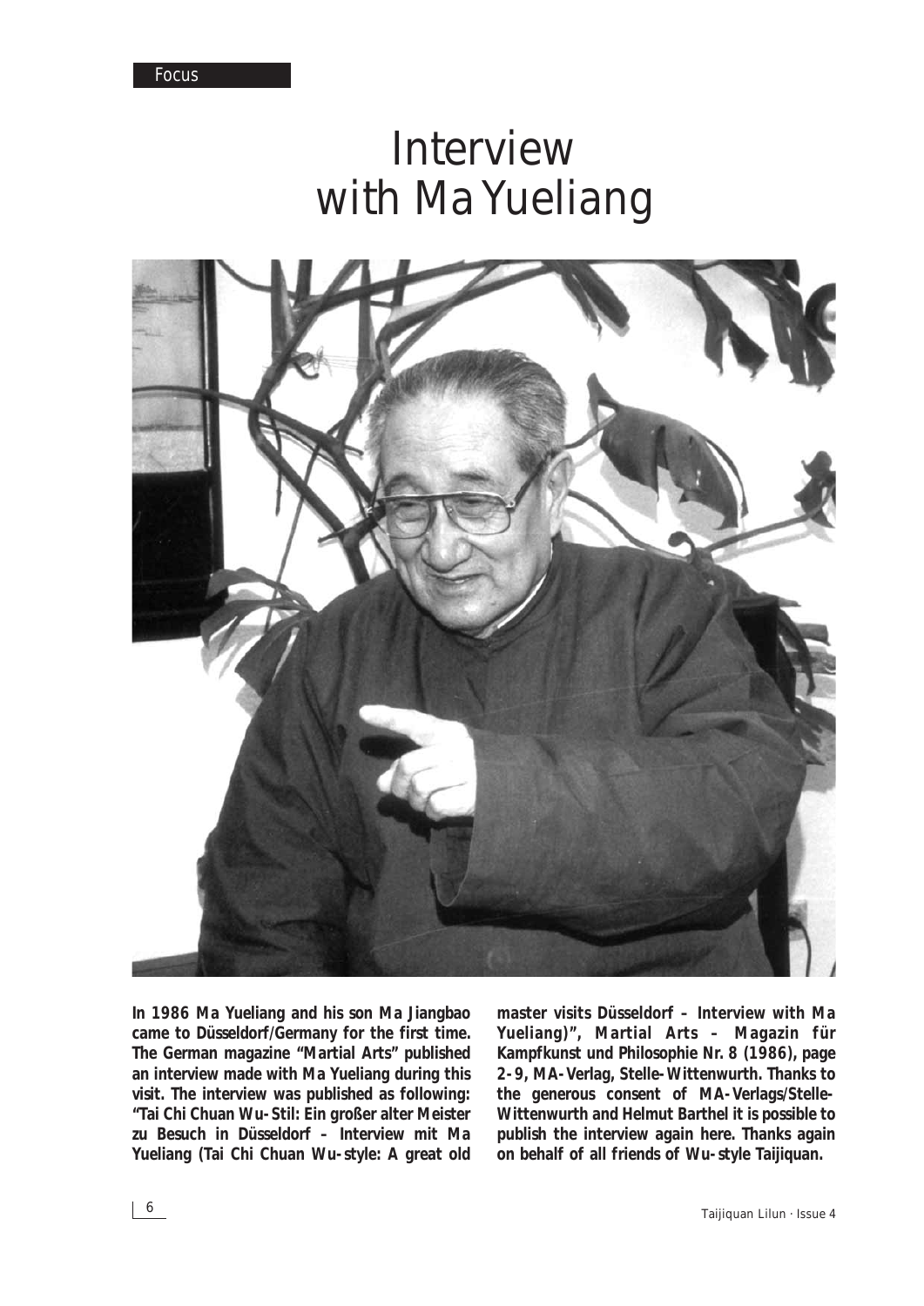# Interview with Ma Yueliang

**In 1986 Ma Yueliang and his son Ma Jiangbao came to Düsseldorf/Germany for the first time. The German magazine "Martial Arts" published an interview made with Ma Yueliang during this visit. The interview was published as following: "Tai Chi Chuan Wu-Stil: Ein großer alter Meister zu Besuch in Düsseldorf – Interview mit Ma Yueliang (Tai Chi Chuan Wu-style: A great old master visits Düsseldorf – Interview with Ma Yueliang)", Martial Arts – Magazin für Kampfkunst und Philosophie Nr. 8 (1986), page 2-9, MA-Verlag, Stelle-Wittenwurth. Thanks to the generous consent of MA-Verlags/Stelle-Wittenwurth and Helmut Barthel it is possible to publish the interview again here. Thanks again on behalf of all friends of Wu-style Taijiquan.**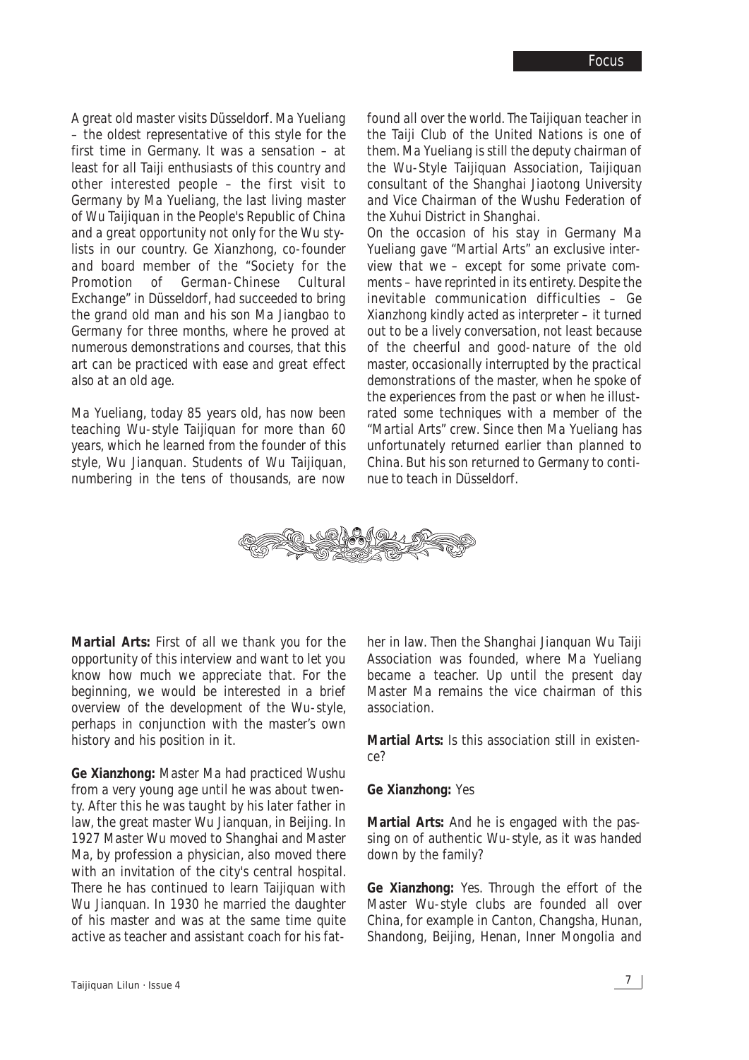*A great old master visits Düsseldorf. Ma Yueliang – the oldest representative of this style for the first time in Germany. It was a sensation – at least for all Taiji enthusiasts of this country and other interested people – the first visit to Germany by Ma Yueliang, the last living master of Wu Taijiquan in the People's Republic of China and a great opportunity not only for the Wu stylists in our country. Ge Xianzhong, co-founder and board member of the "Society for the Promotion of German-Chinese Cultural Exchange" in Düsseldorf, had succeeded to bring the grand old man and his son Ma Jiangbao to Germany for three months, where he proved at numerous demonstrations and courses, that this art can be practiced with ease and great effect also at an old age.*

*Ma Yueliang, today 85 years old, has now been teaching Wu-style Taijiquan for more than 60 years, which he learned from the founder of this style, Wu Jianquan. Students of Wu Taijiquan, numbering in the tens of thousands, are now found all over the world. The Taijiquan teacher in the Taiji Club of the United Nations is one of them. Ma Yueliang is still the deputy chairman of the Wu-Style Taijiquan Association, Taijiquan consultant of the Shanghai Jiaotong University and Vice Chairman of the Wushu Federation of the Xuhui District in Shanghai.*

*On the occasion of his stay in Germany Ma Yueliang gave "Martial Arts" an exclusive interview that we – except for some private comments – have reprinted in its entirety. Despite the inevitable communication difficulties – Ge Xianzhong kindly acted as interpreter – it turned out to be a lively conversation, not least because of the cheerful and good-nature of the old master, occasionally interrupted by the practical demonstrations of the master, when he spoke of the experiences from the past or when he illustrated some techniques with a member of the "Martial Arts" crew. Since then Ma Yueliang has unfortunately returned earlier than planned to China. But his son returned to Germany to continue to teach in Düsseldorf.*

**Martial Arts:** First of all we thank you for the opportunity of this interview and want to let you know how much we appreciate that. For the beginning, we would be interested in a brief overview of the development of the Wu-style, perhaps in conjunction with the master's own history and his position in it.

**Ge Xianzhong:** Master Ma had practiced Wushu from a very young age until he was about twenty. After this he was taught by his later father in law, the great master Wu Jianquan, in Beijing. In 1927 Master Wu moved to Shanghai and Master Ma, by profession a physician, also moved there with an invitation of the city's central hospital. There he has continued to learn Taijiquan with Wu Jianquan. In 1930 he married the daughter of his master and was at the same time quite active as teacher and assistant coach for his father in law. Then the Shanghai Jianquan Wu Taiji Association was founded, where Ma Yueliang became a teacher. Up until the present day Master Ma remains the vice chairman of this association.

**Martial Arts:** Is this association still in existence?

**Ge Xianzhong:** Yes

**Martial Arts:** And he is engaged with the passing on of authentic Wu-style, as it was handed down by the family?

**Ge Xianzhong:** Yes. Through the effort of the Master Wu-style clubs are founded all over China, for example in Canton, Changsha, Hunan, Shandong, Beijing, Henan, Inner Mongolia and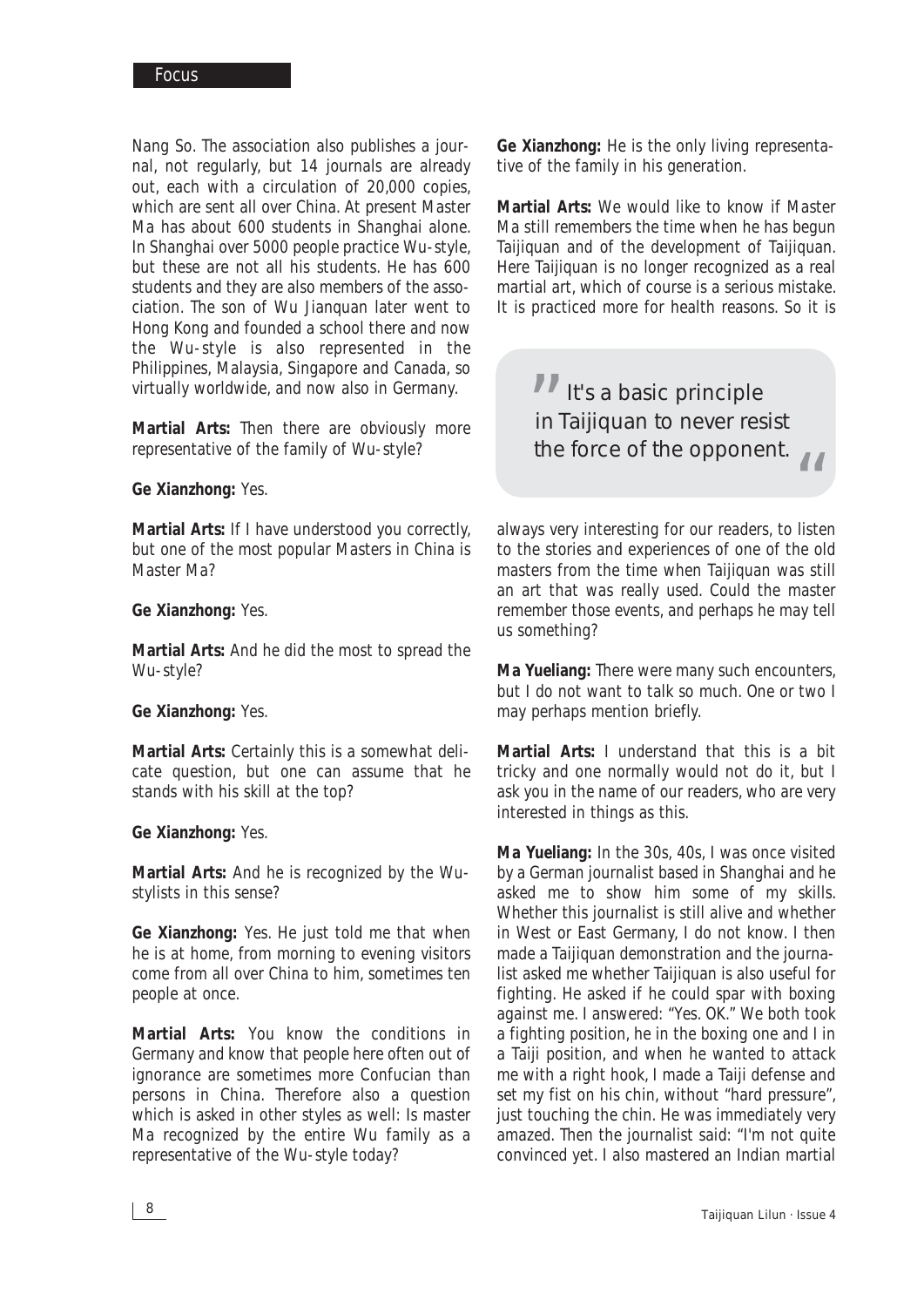Nang So. The association also publishes a journal, not regularly, but 14 journals are already out, each with a circulation of 20,000 copies, which are sent all over China. At present Master Ma has about 600 students in Shanghai alone. In Shanghai over 5000 people practice Wu-style, but these are not all his students. He has 600 students and they are also members of the association. The son of Wu Jianquan later went to Hong Kong and founded a school there and now the Wu-style is also represented in the Philippines, Malaysia, Singapore and Canada, so virtually worldwide, and now also in Germany.

**Martial Arts:** Then there are obviously more representative of the family of Wu-style?

**Ge Xianzhong:** Yes.

**Martial Arts:** If I have understood you correctly, but one of the most popular Masters in China is Master Ma?

**Ge Xianzhong:** Yes.

**Martial Arts:** And he did the most to spread the Wu-style?

**Ge Xianzhong:** Yes.

**Martial Arts:** Certainly this is a somewhat delicate question, but one can assume that he stands with his skill at the top?

**Ge Xianzhong:** Yes.

**Martial Arts:** And he is recognized by the Wu-stylists in this sense?

**Ge Xianzhong:** Yes. He just told me that when he is at home, from morning to evening visitors come from all over China to him, sometimes ten people at once.

**Martial Arts:** You know the conditions in Germany and know that people here often out of ignorance are sometimes more Confucian than persons in China. Therefore also a question which is asked in other styles as well: Is master Ma recognized by the entire Wu family as a representative of the Wu-style today?

**Ge Xianzhong:** He is the only living representative of the family in his generation.

**Martial Arts:** We would like to know if Master Ma still remembers the time when he has begun Taijiquan and of the development of Taijiquan. Here Taijiquan is no longer recognized as a real martial art, which of course is a serious mistake. It is practiced more for health reasons. So it is always very interesting for our readers, to listen to the stories and experiences of one of the old masters from the time when Taijiquan was still an art that was really used. Could the master remember those events, and perhaps he may tell us something?

> "It's a basic principle in Taijiquan to never resist the force of the opponent."

**Ma Yueliang:** There were many such encounters, but I do not want to talk so much. One or two I may perhaps mention briefly.

**Martial Arts:** I understand that this is a bit tricky and one normally would not do it, but I ask you in the name of our readers, who are very interested in things as this.

**Ma Yueliang:** In the 30s, 40s, I was once visited by a German journalist based in Shanghai and he asked me to show him some of my skills. Whether this journalist is still alive and whether in West or East Germany, I do not know. I then made a Taijiquan demonstration and the journalist asked me whether Taijiquan is also useful for fighting. He asked if he could spar with boxing against me. I answered: "Yes. OK." We both took a fighting position, he in the boxing one and I in a Taiji position, and when he wanted to attack me with a right hook, I made a Taiji defense and set my fist on his chin, without "hard pressure", just touching the chin. He was immediately very amazed. Then the journalist said: "I'm not quite convinced yet. I also mastered an Indian martial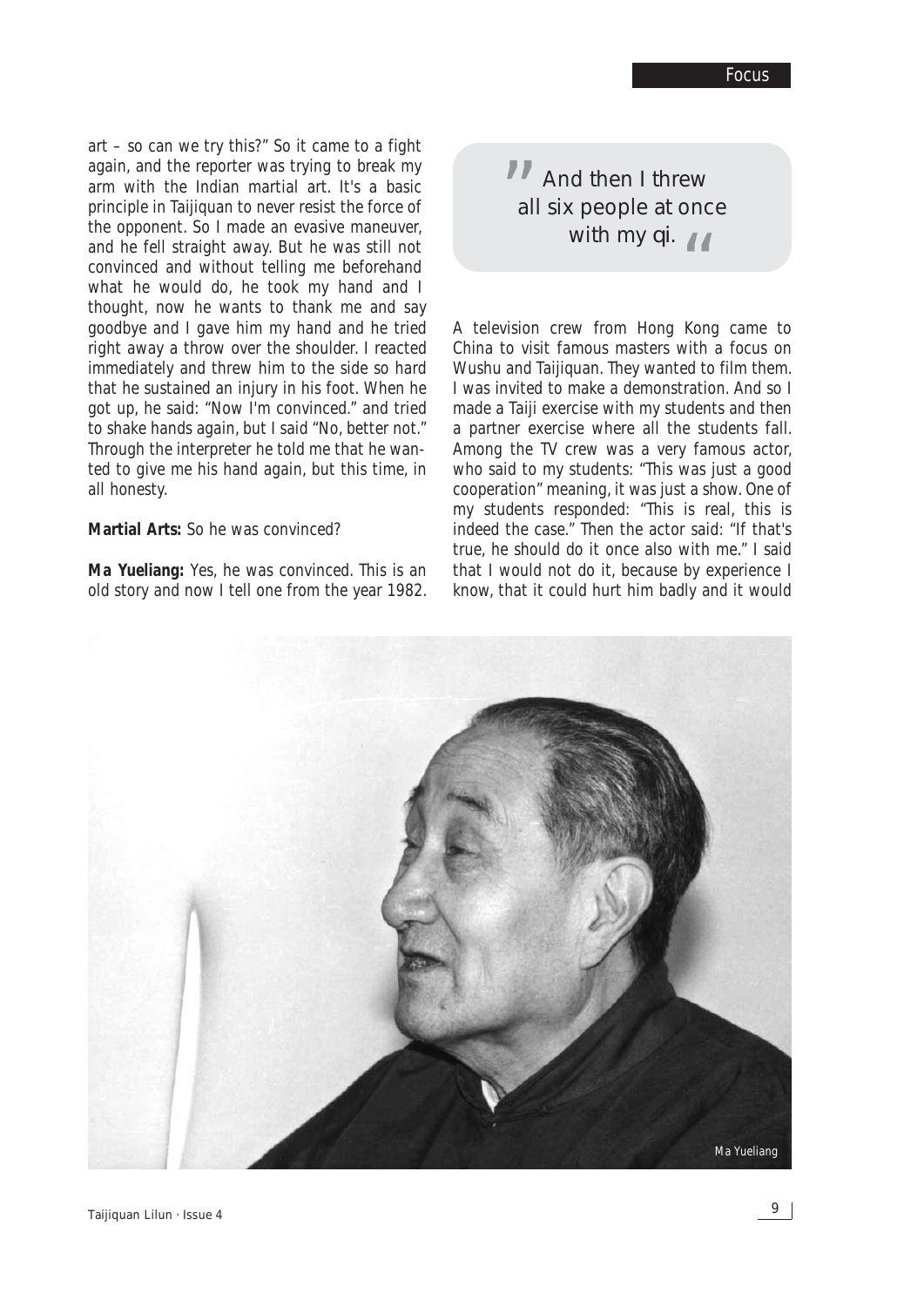art – so can we try this?" So it came to a fight again, and the reporter was trying to break my arm with the Indian martial art. It's a basic principle in Taijiquan to never resist the force of the opponent. So I made an evasive maneuver, and he fell straight away. But he was still not convinced and without telling me beforehand what he would do, he took my hand and I thought, now he wants to thank me and say goodbye and I gave him my hand and he tried right away a throw over the shoulder. I reacted immediately and threw him to the side so hard that he sustained an injury in his foot. When he got up, he said: "Now I'm convinced." and tried to shake hands again, but I said "No, better not." Through the interpreter he told me that he wanted to give me his hand again, but this time, in all honesty.

**Martial Arts:** So he was convinced?

**Ma Yueliang:** Yes, he was convinced. This is an old story and now I tell one from the year 1982.

> "And then I threw all six people at once with my qi."

A television crew from Hong Kong came to China to visit famous masters with a focus on Wushu and Taijiquan. They wanted to film them. I was invited to make a demonstration. And so I made a Taiji exercise with my students and then a partner exercise where all the students fall. Among the TV crew was a very famous actor, who said to my students: "This was just a good cooperation" meaning, it was just a show. One of my students responded: "This is real, this is indeed the case." Then the actor said: "If that's true, he should do it once also with me." I said that I would not do it, because by experience I know, that it could hurt him badly and it would

Ma Yueliang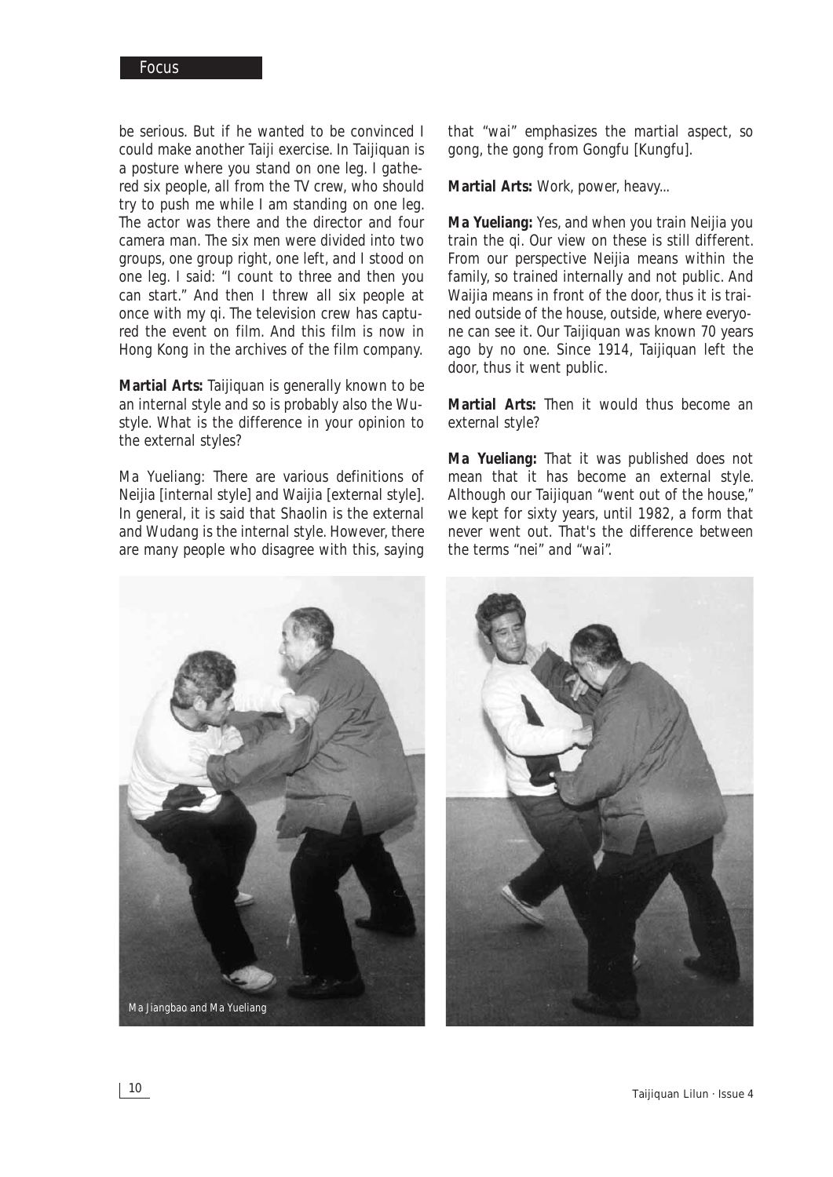be serious. But if he wanted to be convinced I could make another Taiji exercise. In Taijiquan is a posture where you stand on one leg. I gathered six people, all from the TV crew, who should try to push me while I am standing on one leg. The actor was there and the director and four camera man. The six men were divided into two groups, one group right, one left, and I stood on one leg. I said: "I count to three and then you can start." And then I threw all six people at once with my qi. The television crew has captured the event on film. And this film is now in Hong Kong in the archives of the film company.

**Martial Arts:** Taijiquan is generally known to be an internal style and so is probably also the Wu-style. What is the difference in your opinion to the external styles?

Ma Yueliang: There are various definitions of Neijia [internal style] and Waijia [external style]. In general, it is said that Shaolin is the external and Wudang is the internal style. However, there are many people who disagree with this, saying that "wai" emphasizes the martial aspect, so gong, the gong from Gongfu [Kungfu].

**Martial Arts:** Work, power, heavy...

**Ma Yueliang:** Yes, and when you train Neijia you train the qi. Our view on these is still different. From our perspective Neijia means within the family, so trained internally and not public. And Waijia means in front of the door, thus it is trained outside of the house, outside, where everyone can see it. Our Taijiquan was known 70 years ago by no one. Since 1914, Taijiquan left the door, thus it went public.

**Martial Arts:** Then it would thus become an external style?

**Ma Yueliang:** That it was published does not mean that it has become an external style. Although our Taijiquan "went out of the house," we kept for sixty years, until 1982, a form that never went out. That's the difference between the terms "nei" and "wai".

Ma Jiangbao and Ma Yueliang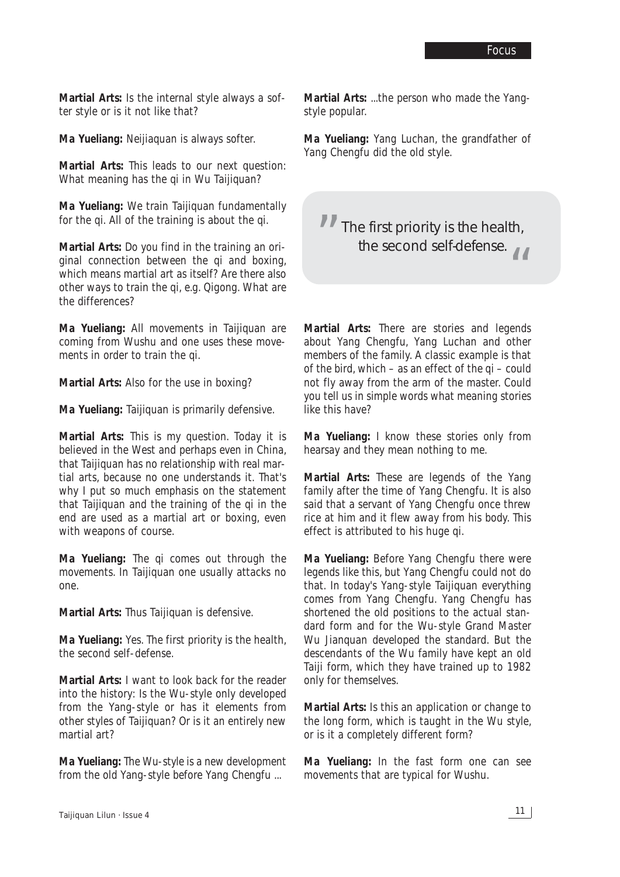**Martial Arts:** Is the internal style always a softer style or is it not like that?

**Ma Yueliang:** Neijiaquan is always softer.

**Martial Arts:** This leads to our next question: What meaning has the qi in Wu Taijiquan?

**Ma Yueliang:** We train Taijiquan fundamentally for the qi. All of the training is about the qi.

**Martial Arts:** Do you find in the training an original connection between the qi and boxing, which means martial art as itself? Are there also other ways to train the qi, e.g. Qigong. What are the differences?

**Ma Yueliang:** All movements in Taijiquan are coming from Wushu and one uses these movements in order to train the qi.

**Martial Arts:** Also for the use in boxing?

**Ma Yueliang:** Taijiquan is primarily defensive.

**Martial Arts:** This is my question. Today it is believed in the West and perhaps even in China, that Taijiquan has no relationship with real martial arts, because no one understands it. That's why I put so much emphasis on the statement that Taijiquan and the training of the qi in the end are used as a martial art or boxing, even with weapons of course.

**Ma Yueliang:** The qi comes out through the movements. In Taijiquan one usually attacks no one.

**Martial Arts:** Thus Taijiquan is defensive.

**Ma Yueliang:** Yes. The first priority is the health, the second self-defense.

**Martial Arts:** I want to look back for the reader into the history: Is the Wu-style only developed from the Yang-style or has it elements from other styles of Taijiquan? Or is it an entirely new martial art?

**Ma Yueliang:** The Wu-style is a new development from the old Yang-style before Yang Chengfu ...

**Martial Arts:** ...the person who made the Yang-style popular.

**Ma Yueliang:** Yang Luchan, the grandfather of Yang Chengfu did the old style.

> "The first priority is the health, the second self-defense."

**Martial Arts:** There are stories and legends about Yang Chengfu, Yang Luchan and other members of the family. A classic example is that of the bird, which – as an effect of the qi – could not fly away from the arm of the master. Could you tell us in simple words what meaning stories like this have?

**Ma Yueliang:** I know these stories only from hearsay and they mean nothing to me.

**Martial Arts:** These are legends of the Yang family after the time of Yang Chengfu. It is also said that a servant of Yang Chengfu once threw rice at him and it flew away from his body. This effect is attributed to his huge qi.

**Ma Yueliang:** Before Yang Chengfu there were legends like this, but Yang Chengfu could not do that. In today's Yang-style Taijiquan everything comes from Yang Chengfu. Yang Chengfu has shortened the old positions to the actual standard form and for the Wu-style Grand Master Wu Jianquan developed the standard. But the descendants of the Wu family have kept an old Taiji form, which they have trained up to 1982 only for themselves.

**Martial Arts:** Is this an application or change to the long form, which is taught in the Wu style, or is it a completely different form?

**Ma Yueliang:** In the fast form one can see movements that are typical for Wushu.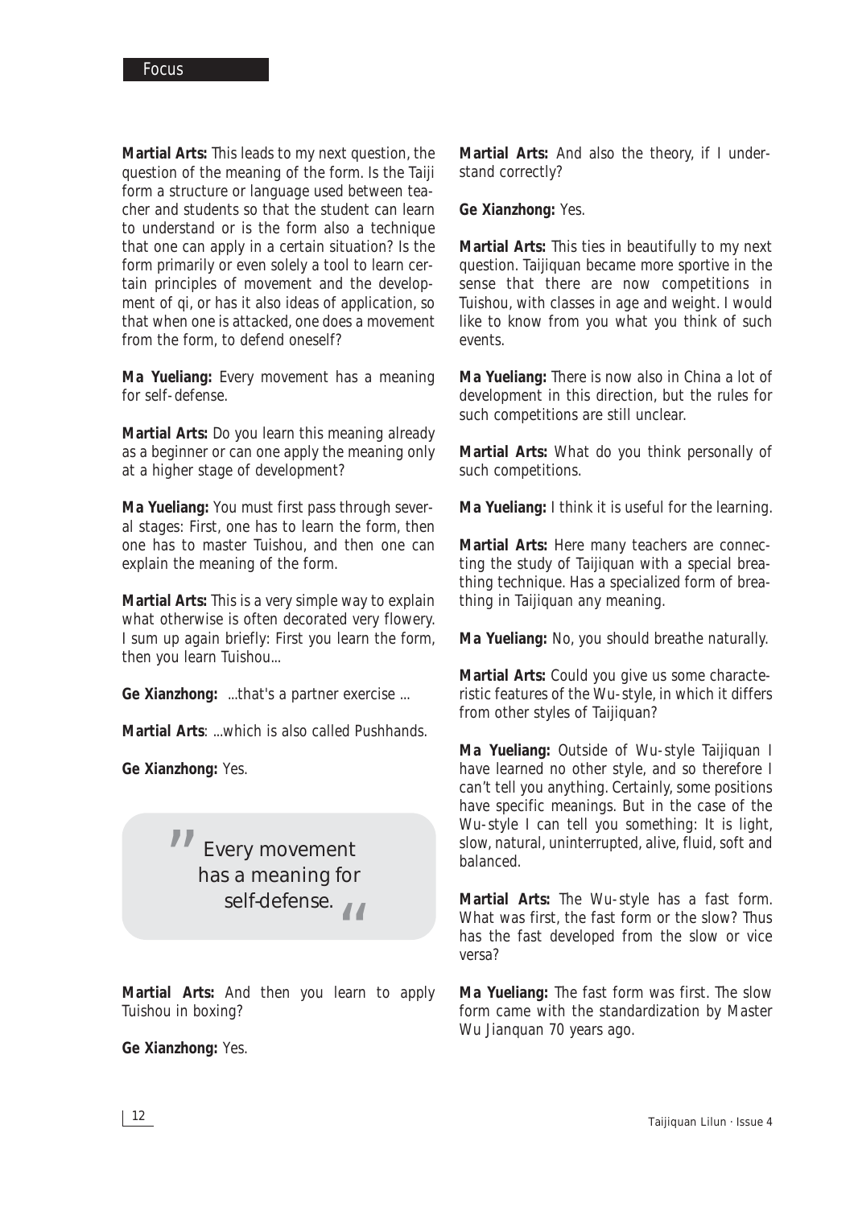**Martial Arts:** This leads to my next question, the question of the meaning of the form. Is the Taiji form a structure or language used between teacher and students so that the student can learn to understand or is the form also a technique that one can apply in a certain situation? Is the form primarily or even solely a tool to learn certain principles of movement and the development of qi, or has it also ideas of application, so that when one is attacked, one does a movement from the form, to defend oneself?

**Ma Yueliang:** Every movement has a meaning for self-defense.

**Martial Arts:** Do you learn this meaning already as a beginner or can one apply the meaning only at a higher stage of development?

**Ma Yueliang:** You must first pass through several stages: First, one has to learn the form, then one has to master Tuishou, and then one can explain the meaning of the form.

**Martial Arts:** This is a very simple way to explain what otherwise is often decorated very flowery. I sum up again briefly: First you learn the form, then you learn Tuishou...

**Ge Xianzhong:** ...that's a partner exercise ...

**Martial Arts**: ...which is also called Pushhands.

**Ge Xianzhong:** Yes.

> "Every movement has a meaning for self-defense."

**Martial Arts:** And then you learn to apply Tuishou in boxing?

**Ge Xianzhong:** Yes.

**Martial Arts:** And also the theory, if I understand correctly?

**Ge Xianzhong:** Yes.

**Martial Arts:** This ties in beautifully to my next question. Taijiquan became more sportive in the sense that there are now competitions in Tuishou, with classes in age and weight. I would like to know from you what you think of such events.

**Ma Yueliang:** There is now also in China a lot of development in this direction, but the rules for such competitions are still unclear.

**Martial Arts:** What do you think personally of such competitions.

**Ma Yueliang:** I think it is useful for the learning.

**Martial Arts:** Here many teachers are connecting the study of Taijiquan with a special breathing technique. Has a specialized form of breathing in Taijiquan any meaning.

**Ma Yueliang:** No, you should breathe naturally.

**Martial Arts:** Could you give us some characteristic features of the Wu-style, in which it differs from other styles of Taijiquan?

**Ma Yueliang:** Outside of Wu-style Taijiquan I have learned no other style, and so therefore I can't tell you anything. Certainly, some positions have specific meanings. But in the case of the Wu-style I can tell you something: It is light, slow, natural, uninterrupted, alive, fluid, soft and balanced.

**Martial Arts:** The Wu-style has a fast form. What was first, the fast form or the slow? Thus has the fast developed from the slow or vice versa?

**Ma Yueliang:** The fast form was first. The slow form came with the standardization by Master Wu Jianquan 70 years ago.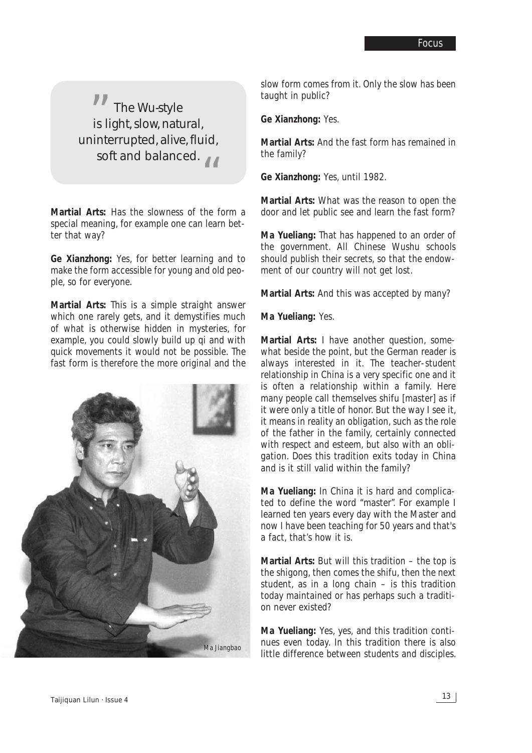> The Wu-style is light, slow, natural, uninterrupted, alive, fluid, soft and balanced.

**Martial Arts:** Has the slowness of the form a special meaning, for example one can learn better that way?

**Ge Xianzhong:** Yes, for better learning and to make the form accessible for young and old people, so for everyone.

**Martial Arts:** This is a simple straight answer which one rarely gets, and it demystifies much of what is otherwise hidden in mysteries, for example, you could slowly build up qi and with quick movements it would not be possible. The fast form is therefore the more original and the slow form comes from it. Only the slow has been taught in public?

Ma Jiangbao

**Ge Xianzhong:** Yes.

**Martial Arts:** And the fast form has remained in the family?

**Ge Xianzhong:** Yes, until 1982.

**Martial Arts:** What was the reason to open the door and let public see and learn the fast form?

**Ma Yueliang:** That has happened to an order of the government. All Chinese Wushu schools should publish their secrets, so that the endowment of our country will not get lost.

**Martial Arts:** And this was accepted by many?

**Ma Yueliang:** Yes.

**Martial Arts:** I have another question, somewhat beside the point, but the German reader is always interested in it. The teacher-student relationship in China is a very specific one and it is often a relationship within a family. Here many people call themselves shifu [master] as if it were only a title of honor. But the way I see it, it means in reality an obligation, such as the role of the father in the family, certainly connected with respect and esteem, but also with an obligation. Does this tradition exits today in China and is it still valid within the family?

**Ma Yueliang:** In China it is hard and complicated to define the word "master". For example I learned ten years every day with the Master and now I have been teaching for 50 years and that's a fact, that's how it is.

**Martial Arts:** But will this tradition – the top is the shigong, then comes the shifu, then the next student, as in a long chain – is this tradition today maintained or has perhaps such a tradition never existed?

**Ma Yueliang:** Yes, yes, and this tradition continues even today. In this tradition there is also little difference between students and disciples.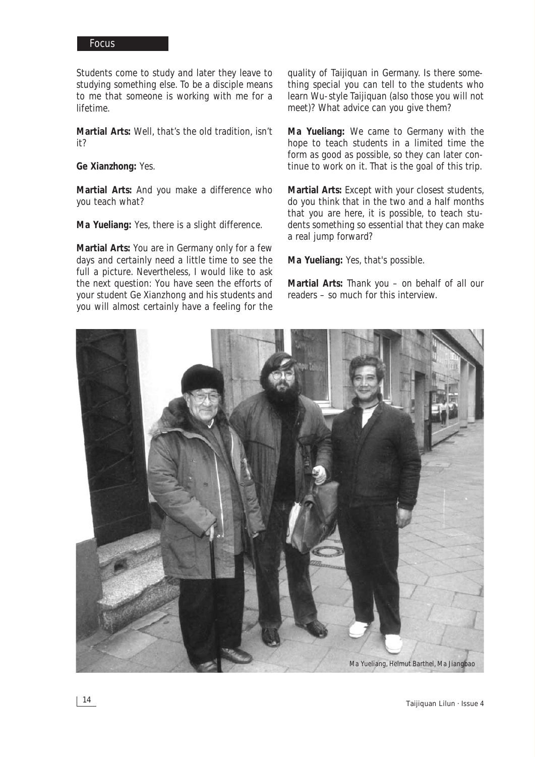Students come to study and later they leave to studying something else. To be a disciple means to me that someone is working with me for a lifetime.

**Martial Arts:** Well, that's the old tradition, isn't it?

**Ge Xianzhong:** Yes.

**Martial Arts:** And you make a difference who you teach what?

**Ma Yueliang:** Yes, there is a slight difference.

**Martial Arts:** You are in Germany only for a few days and certainly need a little time to see the full a picture. Nevertheless, I would like to ask the next question: You have seen the efforts of your student Ge Xianzhong and his students and you will almost certainly have a feeling for the quality of Taijiquan in Germany. Is there something special you can tell to the students who learn Wu-style Taijiquan (also those you will not meet)? What advice can you give them?

**Ma Yueliang:** We came to Germany with the hope to teach students in a limited time the form as good as possible, so they can later continue to work on it. That is the goal of this trip.

**Martial Arts:** Except with your closest students, do you think that in the two and a half months that you are here, it is possible, to teach students something so essential that they can make a real jump forward?

**Ma Yueliang:** Yes, that's possible.

**Martial Arts:** Thank you – on behalf of all our readers – so much for this interview.

*Ma Yueliang, Helmut Barthel, Ma Jiangbao*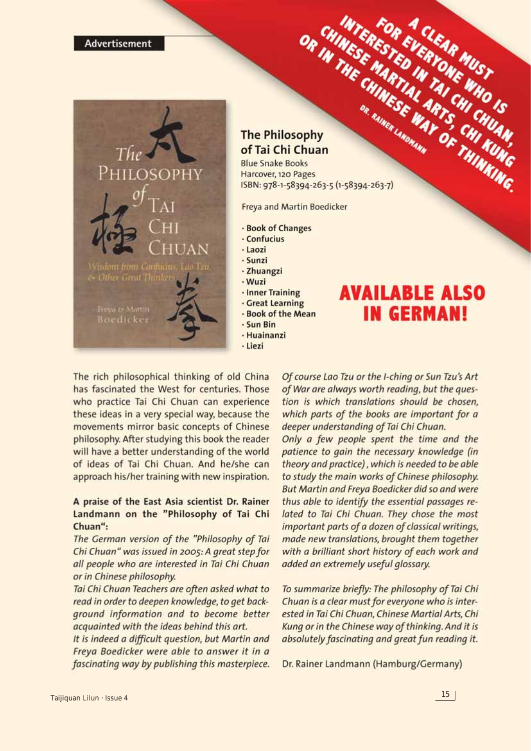Advertisement

**A CLEAR MUST FOR EVERYONE WHO IS INTERESTED IN TAI CHI CHUAN, CHINESE MARTIAL ARTS, CHI KUNG OR IN THE CHINESE WAY OF THINKING.**
DR. RAINER LANDMANN

## The Philosophy of Tai Chi Chuan

Blue Snake Books
Harcover, 120 Pages
ISBN: 978-1-58394-263-5 (1-58394-263-7)

Freya and Martin Boedicker

- Book of Changes
- Confucius
- Laozi
- Sunzi
- Zhuangzi
- Wuzi
- Inner Training
- Great Learning
- Book of the Mean
- Sun Bin
- Huainanzi
- Liezi

**AVAILABLE ALSO IN GERMAN!**

The rich philosophical thinking of old China has fascinated the West for centuries. Those who practice Tai Chi Chuan can experience these ideas in a very special way, because the movements mirror basic concepts of Chinese philosophy. After studying this book the reader will have a better understanding of the world of ideas of Tai Chi Chuan. And he/she can approach his/her training with new inspiration.

**A praise of the East Asia scientist Dr. Rainer Landmann on the "Philosophy of Tai Chi Chuan":**

*The German version of the "Philosophy of Tai Chi Chuan" was issued in 2005: A great step for all people who are interested in Tai Chi Chuan or in Chinese philosophy.*

*Tai Chi Chuan Teachers are often asked what to read in order to deepen knowledge, to get background information and to become better acquainted with the ideas behind this art.*

*It is indeed a difficult question, but Martin and Freya Boedicker were able to answer it in a fascinating way by publishing this masterpiece.*

*Of course Lao Tzu or the I-ching or Sun Tzu's Art of War are always worth reading, but the question is which translations should be chosen, which parts of the books are important for a deeper understanding of Tai Chi Chuan.*

*Only a few people spent the time and the patience to gain the necessary knowledge (in theory and practice), which is needed to be able to study the main works of Chinese philosophy. But Martin and Freya Boedicker did so and were thus able to identify the essential passages related to Tai Chi Chuan. They chose the most important parts of a dozen of classical writings, made new translations, brought them together with a brilliant short history of each work and added an extremely useful glossary.*

*To summarize briefly: The philosophy of Tai Chi Chuan is a clear must for everyone who is interested in Tai Chi Chuan, Chinese Martial Arts, Chi Kung or in the Chinese way of thinking. And it is absolutely fascinating and great fun reading it.*

Dr. Rainer Landmann (Hamburg/Germany)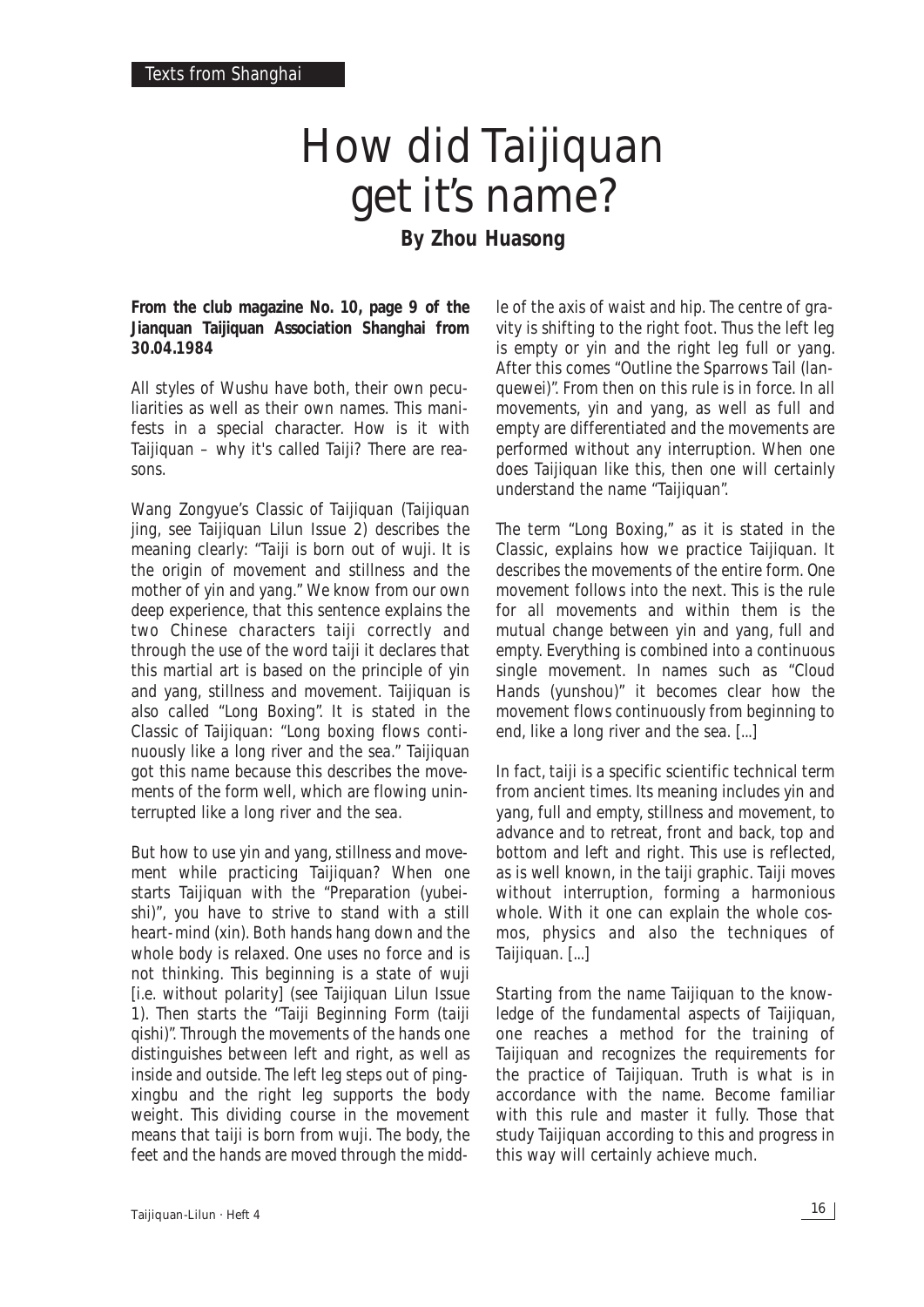Texts from Shanghai

# How did Taijiquan get it's name?

**By Zhou Huasong**

**From the club magazine No. 10, page 9 of the Jianquan Taijiquan Association Shanghai from 30.04.1984**

All styles of Wushu have both, their own peculiarities as well as their own names. This manifests in a special character. How is it with Taijiquan – why it's called Taiji? There are reasons.

Wang Zongyue's Classic of Taijiquan (Taijiquan jing, see Taijiquan Lilun Issue 2) describes the meaning clearly: "Taiji is born out of wuji. It is the origin of movement and stillness and the mother of yin and yang." We know from our own deep experience, that this sentence explains the two Chinese characters taiji correctly and through the use of the word taiji it declares that this martial art is based on the principle of yin and yang, stillness and movement. Taijiquan is also called "Long Boxing". It is stated in the Classic of Taijiquan: "Long boxing flows continuously like a long river and the sea." Taijiquan got this name because this describes the movements of the form well, which are flowing uninterrupted like a long river and the sea.

But how to use yin and yang, stillness and movement while practicing Taijiquan? When one starts Taijiquan with the "Preparation (yubeishi)", you have to strive to stand with a still heart-mind (xin). Both hands hang down and the whole body is relaxed. One uses no force and is not thinking. This beginning is a state of wuji [i.e. without polarity] (see Taijiquan Lilun Issue 1). Then starts the "Taiji Beginning Form (taiji qishi)". Through the movements of the hands one distinguishes between left and right, as well as inside and outside. The left leg steps out of pingxingbu and the right leg supports the body weight. This dividing course in the movement means that taiji is born from wuji. The body, the feet and the hands are moved through the middle of the axis of waist and hip. The centre of gravity is shifting to the right foot. Thus the left leg is empty or yin and the right leg full or yang. After this comes "Outline the Sparrows Tail (lanquewei)". From then on this rule is in force. In all movements, yin and yang, as well as full and empty are differentiated and the movements are performed without any interruption. When one does Taijiquan like this, then one will certainly understand the name "Taijiquan".

The term "Long Boxing," as it is stated in the Classic, explains how we practice Taijiquan. It describes the movements of the entire form. One movement follows into the next. This is the rule for all movements and within them is the mutual change between yin and yang, full and empty. Everything is combined into a continuous single movement. In names such as "Cloud Hands (yunshou)" it becomes clear how the movement flows continuously from beginning to end, like a long river and the sea. [...]

In fact, taiji is a specific scientific technical term from ancient times. Its meaning includes yin and yang, full and empty, stillness and movement, to advance and to retreat, front and back, top and bottom and left and right. This use is reflected, as is well known, in the taiji graphic. Taiji moves without interruption, forming a harmonious whole. With it one can explain the whole cosmos, physics and also the techniques of Taijiquan. [...]

Starting from the name Taijiquan to the knowledge of the fundamental aspects of Taijiquan, one reaches a method for the training of Taijiquan and recognizes the requirements for the practice of Taijiquan. Truth is what is in accordance with the name. Become familiar with this rule and master it fully. Those that study Taijiquan according to this and progress in this way will certainly achieve much.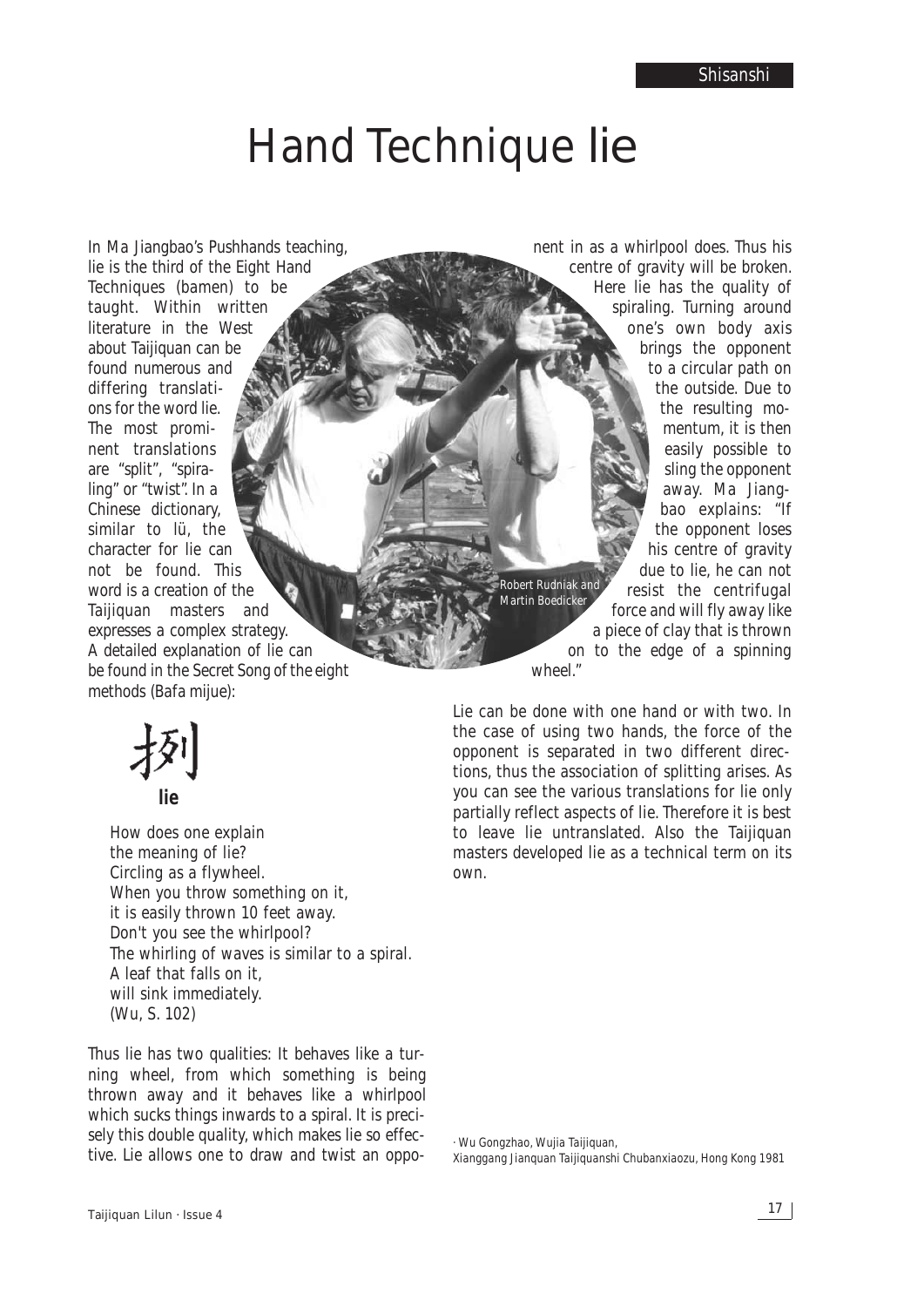# Hand Technique lie

In Ma Jiangbao's Pushhands teaching, lie is the third of the Eight Hand Techniques (bamen) to be taught. Within written literature in the West about Taijiquan can be found numerous and differing translations for the word lie. The most prominent translations are "split", "spiraling" or "twist". In a Chinese dictionary, similar to lü, the character for lie can not be found. This word is a creation of the Taijiquan masters and expresses a complex strategy. A detailed explanation of lie can be found in the Secret Song of the eight methods (Bafa mijue):

挒

**lie**

How does one explain
the meaning of lie?
Circling as a flywheel.
When you throw something on it,
it is easily thrown 10 feet away.
Don't you see the whirlpool?
The whirling of waves is similar to a spiral.
A leaf that falls on it,
will sink immediately.
(Wu, S. 102)

Thus lie has two qualities: It behaves like a turning wheel, from which something is being thrown away and it behaves like a whirlpool which sucks things inwards to a spiral. It is precisely this double quality, which makes lie so effective. Lie allows one to draw and twist an opponent in as a whirlpool does. Thus his centre of gravity will be broken. Here lie has the quality of spiraling. Turning around one's own body axis brings the opponent to a circular path on the outside. Due to the resulting momentum, it is then easily possible to sling the opponent away. Ma Jiangbao explains: "If the opponent loses his centre of gravity due to lie, he can not resist the centrifugal force and will fly away like a piece of clay that is thrown on to the edge of a spinning wheel."

Robert Rudniak and Martin Boedicker

Lie can be done with one hand or with two. In the case of using two hands, the force of the opponent is separated in two different directions, thus the association of splitting arises. As you can see the various translations for lie only partially reflect aspects of lie. Therefore it is best to leave lie untranslated. Also the Taijiquan masters developed lie as a technical term on its own.

· Wu Gongzhao, Wujia Taijiquan,
Xianggang Jianquan Taijiquanshi Chubanxiaozu, Hong Kong 1981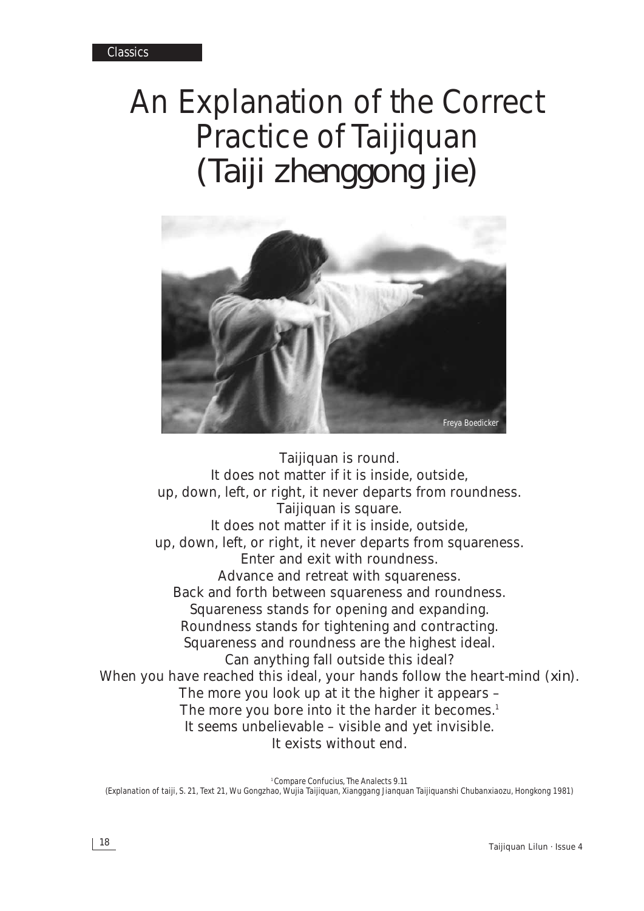Classics

# An Explanation of the Correct Practice of Taijiquan (Taiji zhenggong jie)

Freya Boedicker

Taijiquan is round.
It does not matter if it is inside, outside,
up, down, left, or right, it never departs from roundness.
Taijiquan is square.
It does not matter if it is inside, outside,
up, down, left, or right, it never departs from squareness.
Enter and exit with roundness.
Advance and retreat with squareness.
Back and forth between squareness and roundness.
Squareness stands for opening and expanding.
Roundness stands for tightening and contracting.
Squareness and roundness are the highest ideal.
Can anything fall outside this ideal?
When you have reached this ideal, your hands follow the heart-mind (*xin*).
The more you look up at it the higher it appears –
The more you bore into it the harder it becomes.[1]
It seems unbelievable – visible and yet invisible.
It exists without end.

[1] Compare Confucius, *The Analects* 9.11

(Explanation of taiji, S. 21, Text 21, Wu Gongzhao, Wujia Taijiquan, Xianggang Jianquan Taijiquanshi Chubanxiaozu, Hongkong 1981)